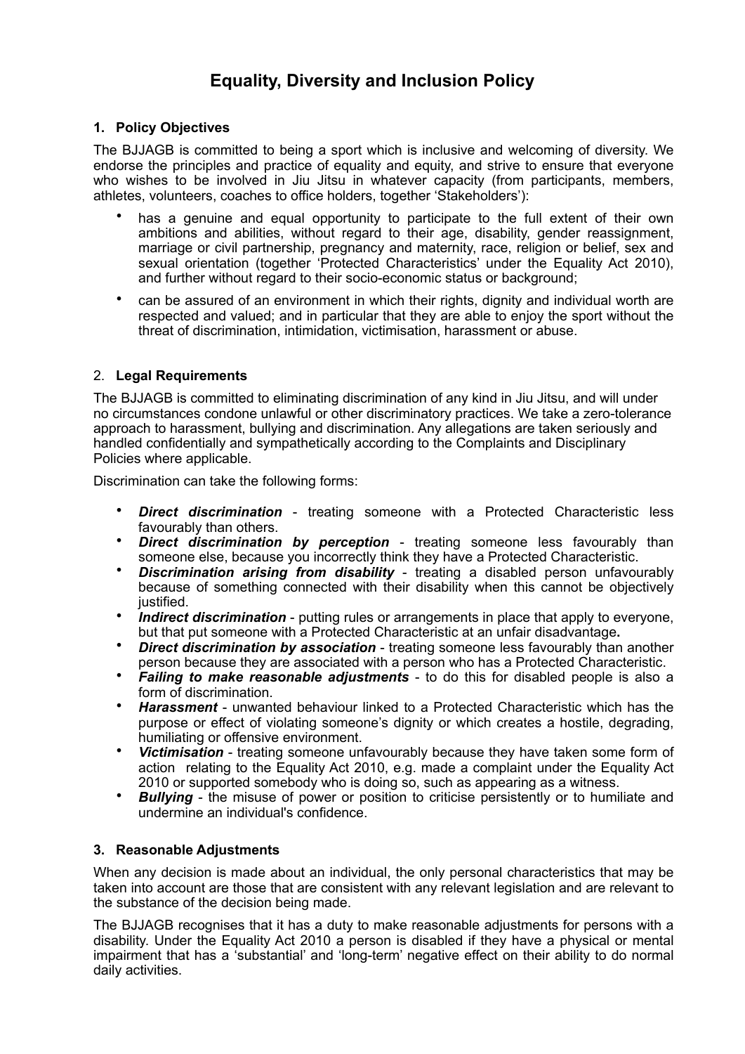# Equality, Diversity and Inclusion Policy

## 1. Policy Objectives

The BJJAGB is committed to being a sport which is inclusive and welcoming of diversity. We endorse the principles and practice of equality and equity, and strive to ensure that everyone who wishes to be involved in Jiu Jitsu in whatever capacity (from participants, members, athletes, volunteers, coaches to office holders, together 'Stakeholders'):

- has a genuine and equal opportunity to participate to the full extent of their own ambitions and abilities, without regard to their age, disability, gender reassignment, marriage or civil partnership, pregnancy and maternity, race, religion or belief, sex and sexual orientation (together 'Protected Characteristics' under the Equality Act 2010), and further without regard to their socio-economic status or background;
- can be assured of an environment in which their rights, dignity and individual worth are respected and valued; and in particular that they are able to enjoy the sport without the threat of discrimination, intimidation, victimisation, harassment or abuse.

## 2. Legal Requirements

The BJJAGB is committed to eliminating discrimination of any kind in Jiu Jitsu, and will under no circumstances condone unlawful or other discriminatory practices. We take a zero-tolerance approach to harassment, bullying and discrimination. Any allegations are taken seriously and handled confidentially and sympathetically according to the Complaints and Disciplinary Policies where applicable.

Discrimination can take the following forms:

- ***Direct discrimination*** - treating someone with a Protected Characteristic less favourably than others.
- ***Direct discrimination by perception*** - treating someone less favourably than someone else, because you incorrectly think they have a Protected Characteristic.
- ***Discrimination arising from disability*** - treating a disabled person unfavourably because of something connected with their disability when this cannot be objectively justified.
- ***Indirect discrimination*** - putting rules or arrangements in place that apply to everyone, but that put someone with a Protected Characteristic at an unfair disadvantage**.**
- ***Direct discrimination by association*** - treating someone less favourably than another person because they are associated with a person who has a Protected Characteristic.
- ***Failing to make reasonable adjustments*** - to do this for disabled people is also a form of discrimination.
- ***Harassment*** - unwanted behaviour linked to a Protected Characteristic which has the purpose or effect of violating someone's dignity or which creates a hostile, degrading, humiliating or offensive environment.
- ***Victimisation*** - treating someone unfavourably because they have taken some form of action relating to the Equality Act 2010, e.g. made a complaint under the Equality Act 2010 or supported somebody who is doing so, such as appearing as a witness.
- ***Bullying*** - the misuse of power or position to criticise persistently or to humiliate and undermine an individual's confidence.

## 3. Reasonable Adjustments

When any decision is made about an individual, the only personal characteristics that may be taken into account are those that are consistent with any relevant legislation and are relevant to the substance of the decision being made.

The BJJAGB recognises that it has a duty to make reasonable adjustments for persons with a disability. Under the Equality Act 2010 a person is disabled if they have a physical or mental impairment that has a 'substantial' and 'long-term' negative effect on their ability to do normal daily activities.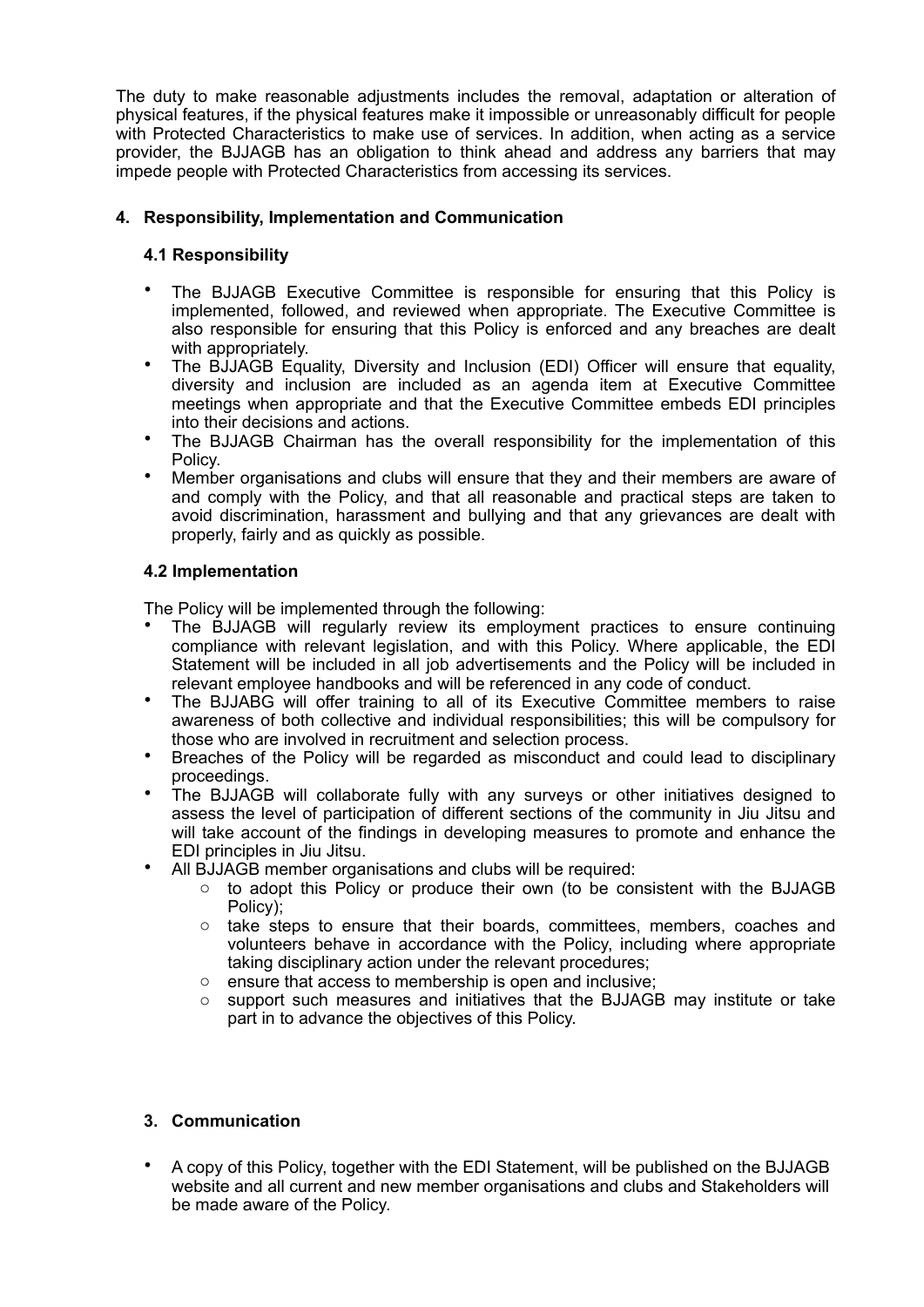The duty to make reasonable adjustments includes the removal, adaptation or alteration of physical features, if the physical features make it impossible or unreasonably difficult for people with Protected Characteristics to make use of services. In addition, when acting as a service provider, the BJJAGB has an obligation to think ahead and address any barriers that may impede people with Protected Characteristics from accessing its services.

## 4. Responsibility, Implementation and Communication

### 4.1 Responsibility

- The BJJAGB Executive Committee is responsible for ensuring that this Policy is implemented, followed, and reviewed when appropriate. The Executive Committee is also responsible for ensuring that this Policy is enforced and any breaches are dealt with appropriately.
- The BJJAGB Equality, Diversity and Inclusion (EDI) Officer will ensure that equality, diversity and inclusion are included as an agenda item at Executive Committee meetings when appropriate and that the Executive Committee embeds EDI principles into their decisions and actions.
- The BJJAGB Chairman has the overall responsibility for the implementation of this Policy.
- Member organisations and clubs will ensure that they and their members are aware of and comply with the Policy, and that all reasonable and practical steps are taken to avoid discrimination, harassment and bullying and that any grievances are dealt with properly, fairly and as quickly as possible.

### 4.2 Implementation

The Policy will be implemented through the following:

- The BJJAGB will regularly review its employment practices to ensure continuing compliance with relevant legislation, and with this Policy. Where applicable, the EDI Statement will be included in all job advertisements and the Policy will be included in relevant employee handbooks and will be referenced in any code of conduct.
- The BJJABG will offer training to all of its Executive Committee members to raise awareness of both collective and individual responsibilities; this will be compulsory for those who are involved in recruitment and selection process.
- Breaches of the Policy will be regarded as misconduct and could lead to disciplinary proceedings.
- The BJJAGB will collaborate fully with any surveys or other initiatives designed to assess the level of participation of different sections of the community in Jiu Jitsu and will take account of the findings in developing measures to promote and enhance the EDI principles in Jiu Jitsu.
- All BJJAGB member organisations and clubs will be required:
    - to adopt this Policy or produce their own (to be consistent with the BJJAGB Policy);
    - take steps to ensure that their boards, committees, members, coaches and volunteers behave in accordance with the Policy, including where appropriate taking disciplinary action under the relevant procedures;
    - ensure that access to membership is open and inclusive;
    - support such measures and initiatives that the BJJAGB may institute or take part in to advance the objectives of this Policy.

### 3. Communication

- A copy of this Policy, together with the EDI Statement, will be published on the BJJAGB website and all current and new member organisations and clubs and Stakeholders will be made aware of the Policy.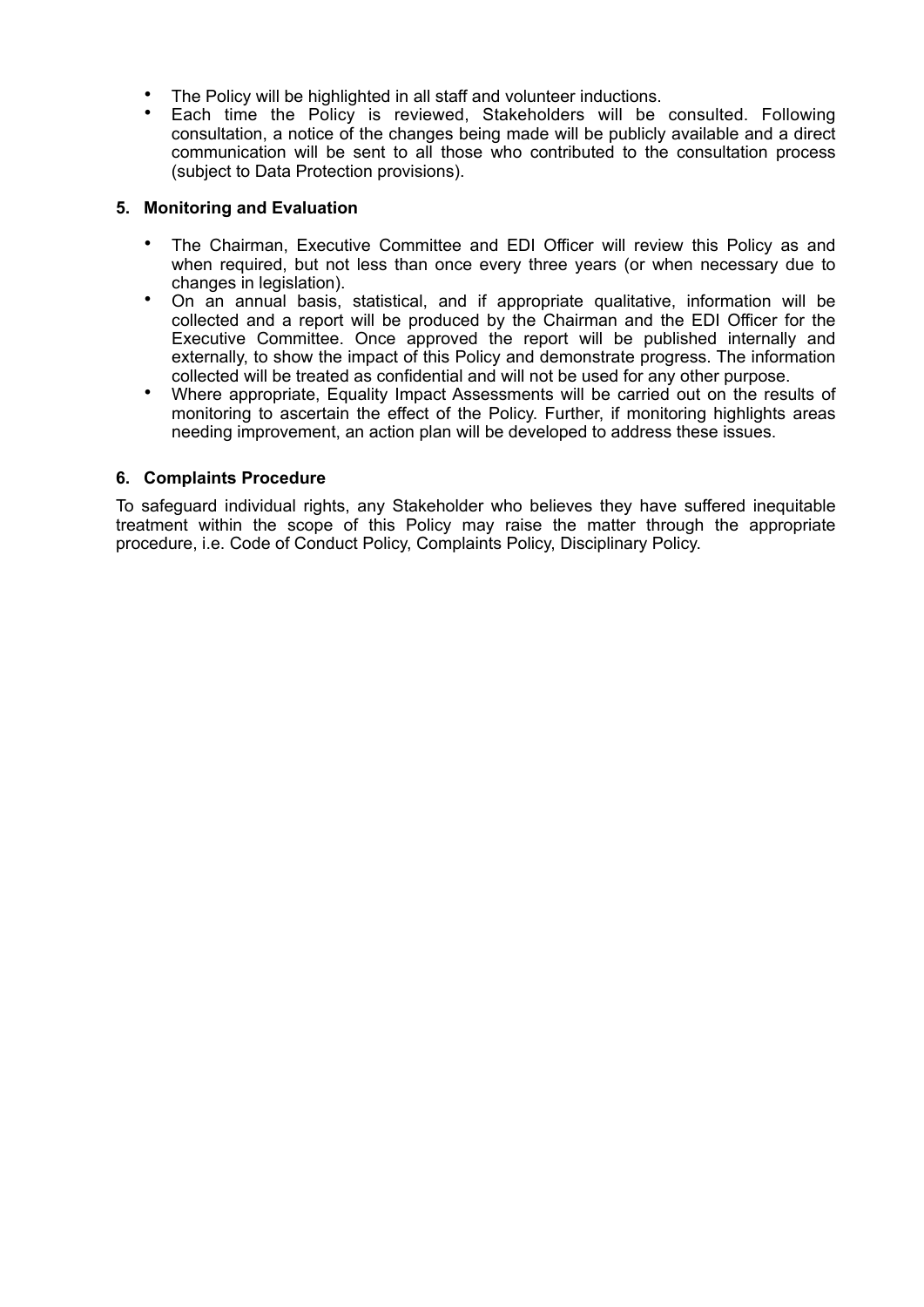- The Policy will be highlighted in all staff and volunteer inductions.
- Each time the Policy is reviewed, Stakeholders will be consulted. Following consultation, a notice of the changes being made will be publicly available and a direct communication will be sent to all those who contributed to the consultation process (subject to Data Protection provisions).

## 5. Monitoring and Evaluation

- The Chairman, Executive Committee and EDI Officer will review this Policy as and when required, but not less than once every three years (or when necessary due to changes in legislation).
- On an annual basis, statistical, and if appropriate qualitative, information will be collected and a report will be produced by the Chairman and the EDI Officer for the Executive Committee. Once approved the report will be published internally and externally, to show the impact of this Policy and demonstrate progress. The information collected will be treated as confidential and will not be used for any other purpose.
- Where appropriate, Equality Impact Assessments will be carried out on the results of monitoring to ascertain the effect of the Policy. Further, if monitoring highlights areas needing improvement, an action plan will be developed to address these issues.

## 6. Complaints Procedure

To safeguard individual rights, any Stakeholder who believes they have suffered inequitable treatment within the scope of this Policy may raise the matter through the appropriate procedure, i.e. Code of Conduct Policy, Complaints Policy, Disciplinary Policy.